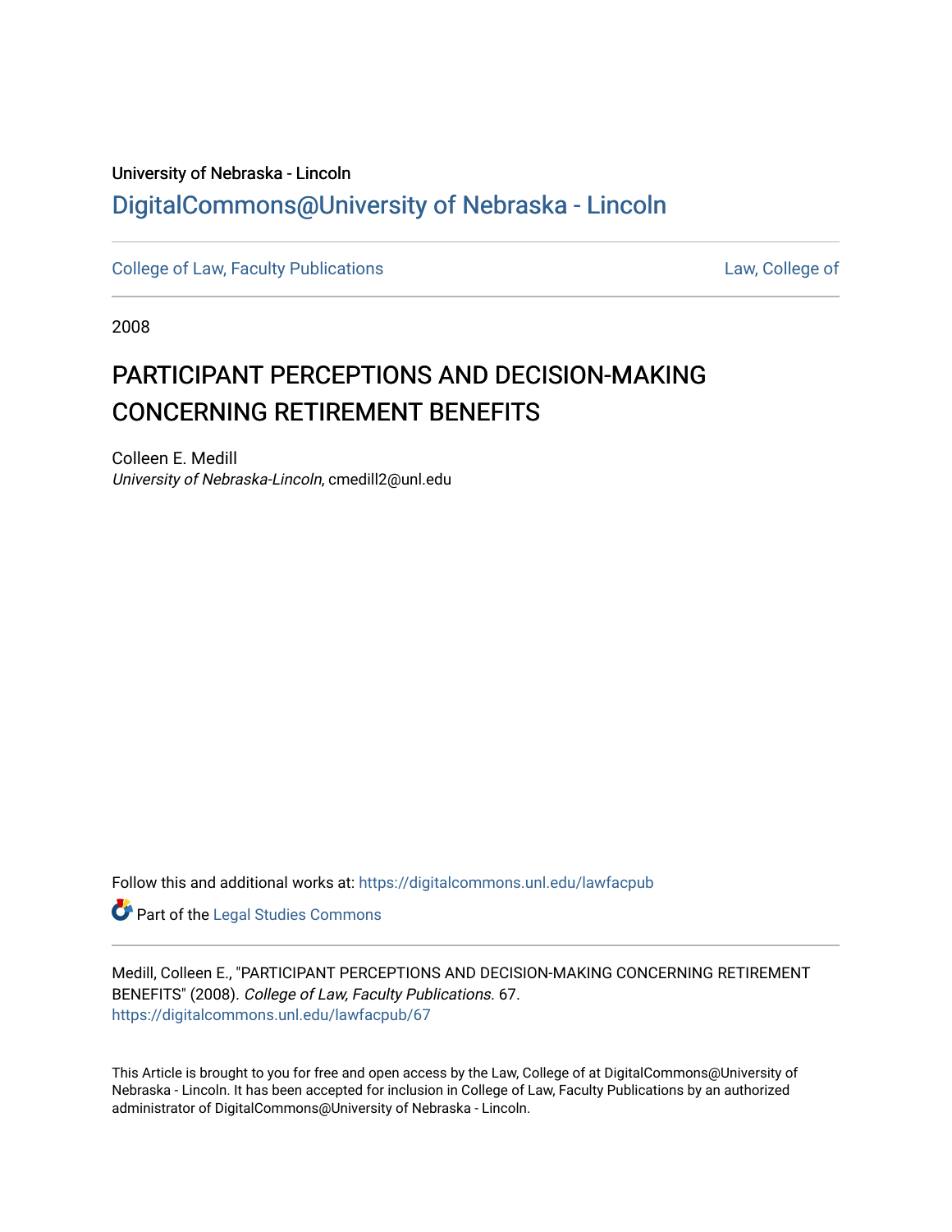University of Nebraska - Lincoln

## DigitalCommons@University of Nebraska - Lincoln

College of Law, Faculty Publications

Law, College of

2008

# PARTICIPANT PERCEPTIONS AND DECISION-MAKING CONCERNING RETIREMENT BENEFITS

Colleen E. Medill
*University of Nebraska-Lincoln*, cmedill2@unl.edu

Follow this and additional works at: https://digitalcommons.unl.edu/lawfacpub

Part of the Legal Studies Commons

Medill, Colleen E., "PARTICIPANT PERCEPTIONS AND DECISION-MAKING CONCERNING RETIREMENT BENEFITS" (2008). *College of Law, Faculty Publications*. 67.
https://digitalcommons.unl.edu/lawfacpub/67

This Article is brought to you for free and open access by the Law, College of at DigitalCommons@University of Nebraska - Lincoln. It has been accepted for inclusion in College of Law, Faculty Publications by an authorized administrator of DigitalCommons@University of Nebraska - Lincoln.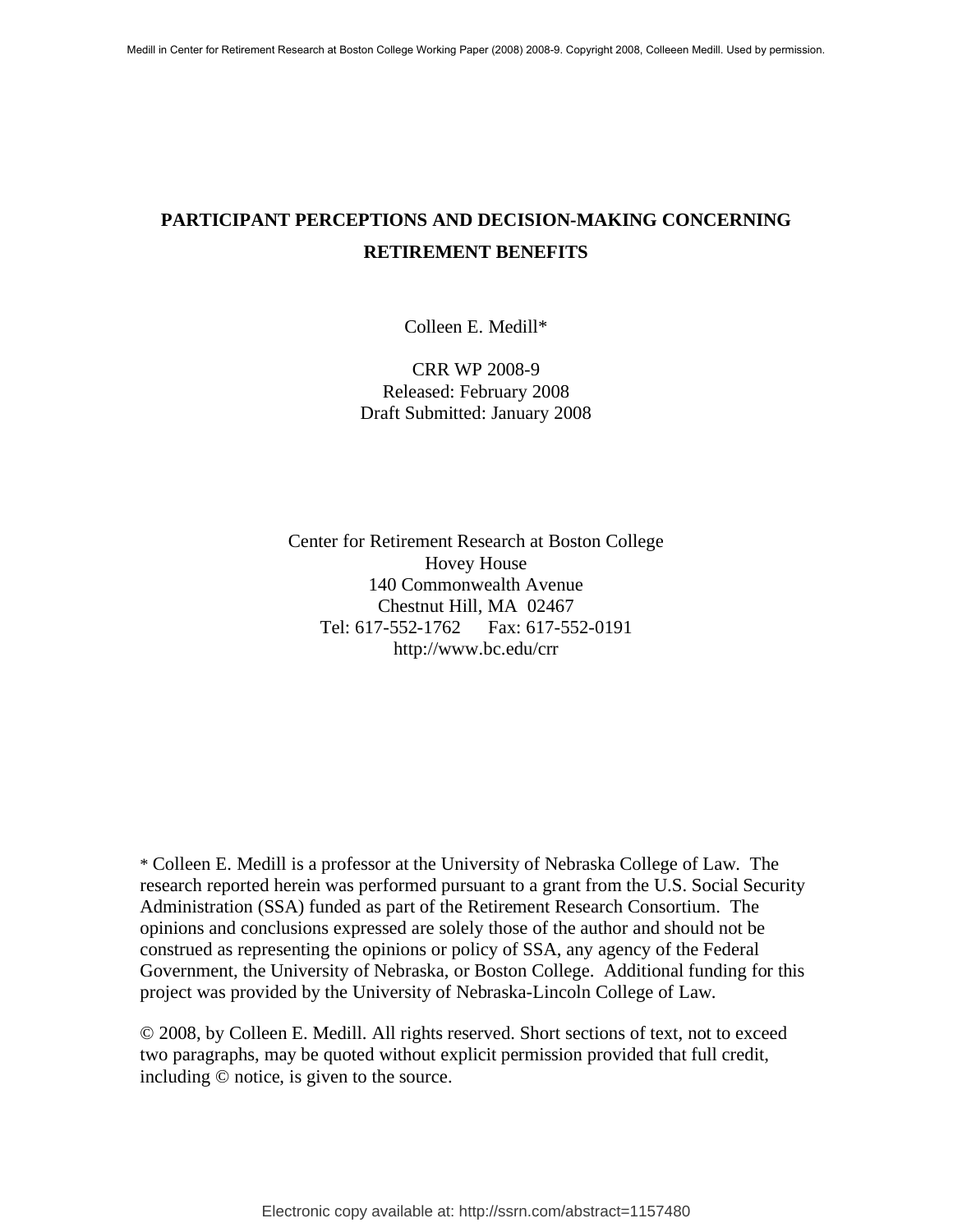# PARTICIPANT PERCEPTIONS AND DECISION-MAKING CONCERNING RETIREMENT BENEFITS

Colleen E. Medill*

CRR WP 2008-9
Released: February 2008
Draft Submitted: January 2008

Center for Retirement Research at Boston College
Hovey House
140 Commonwealth Avenue
Chestnut Hill, MA 02467
Tel: 617-552-1762 Fax: 617-552-0191
http://www.bc.edu/crr

\* Colleen E. Medill is a professor at the University of Nebraska College of Law. The research reported herein was performed pursuant to a grant from the U.S. Social Security Administration (SSA) funded as part of the Retirement Research Consortium. The opinions and conclusions expressed are solely those of the author and should not be construed as representing the opinions or policy of SSA, any agency of the Federal Government, the University of Nebraska, or Boston College. Additional funding for this project was provided by the University of Nebraska-Lincoln College of Law.

© 2008, by Colleen E. Medill. All rights reserved. Short sections of text, not to exceed two paragraphs, may be quoted without explicit permission provided that full credit, including © notice, is given to the source.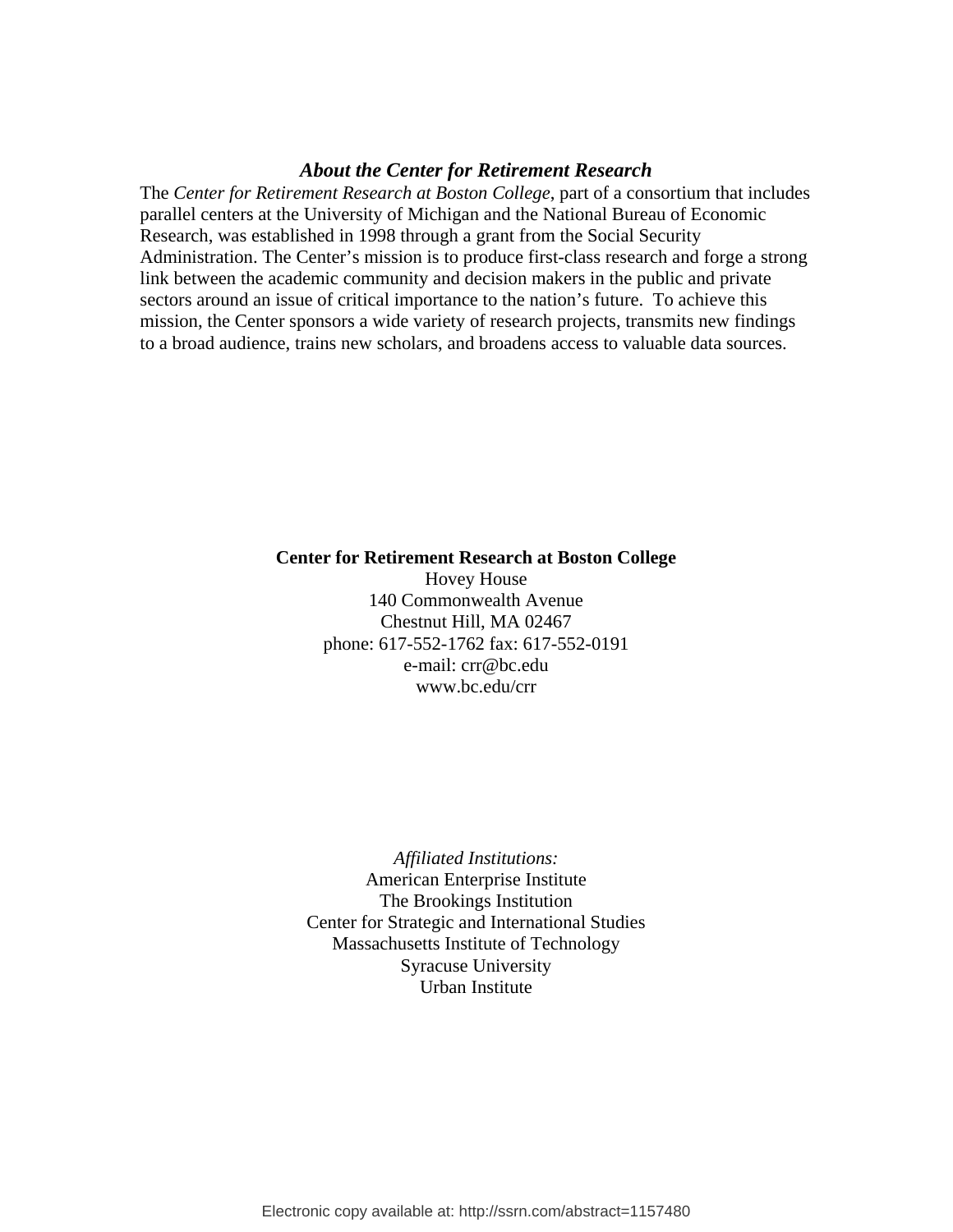### *About the Center for Retirement Research*

The *Center for Retirement Research at Boston College*, part of a consortium that includes parallel centers at the University of Michigan and the National Bureau of Economic Research, was established in 1998 through a grant from the Social Security Administration. The Center's mission is to produce first-class research and forge a strong link between the academic community and decision makers in the public and private sectors around an issue of critical importance to the nation's future. To achieve this mission, the Center sponsors a wide variety of research projects, transmits new findings to a broad audience, trains new scholars, and broadens access to valuable data sources.

**Center for Retirement Research at Boston College**
Hovey House
140 Commonwealth Avenue
Chestnut Hill, MA 02467
phone: 617-552-1762 fax: 617-552-0191
e-mail: crr@bc.edu
www.bc.edu/crr

*Affiliated Institutions:*
American Enterprise Institute
The Brookings Institution
Center for Strategic and International Studies
Massachusetts Institute of Technology
Syracuse University
Urban Institute

Electronic copy available at: http://ssrn.com/abstract=1157480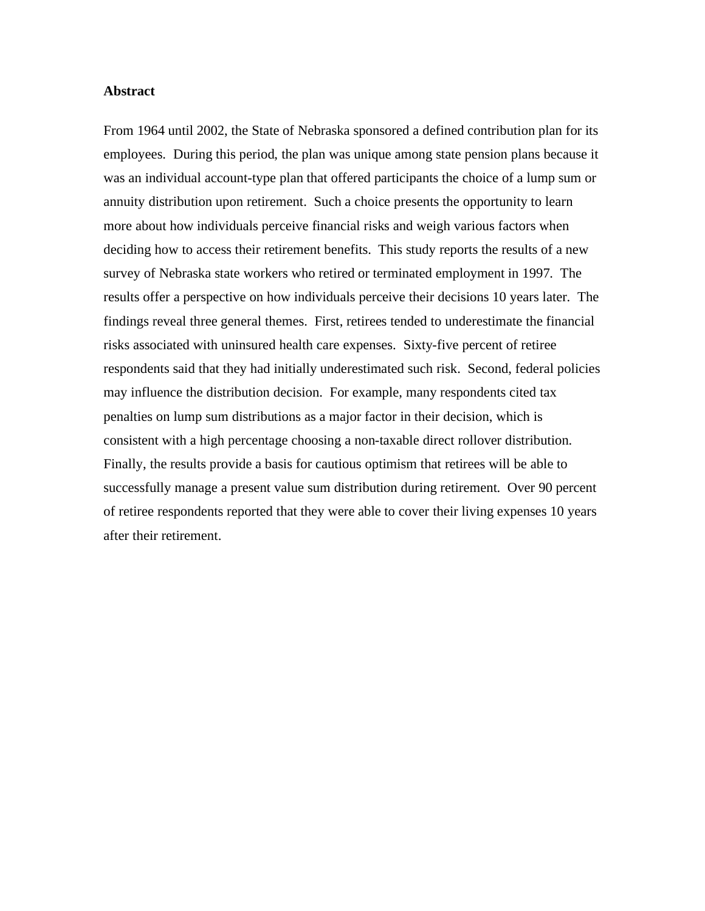**Abstract**

From 1964 until 2002, the State of Nebraska sponsored a defined contribution plan for its employees. During this period, the plan was unique among state pension plans because it was an individual account-type plan that offered participants the choice of a lump sum or annuity distribution upon retirement. Such a choice presents the opportunity to learn more about how individuals perceive financial risks and weigh various factors when deciding how to access their retirement benefits. This study reports the results of a new survey of Nebraska state workers who retired or terminated employment in 1997. The results offer a perspective on how individuals perceive their decisions 10 years later. The findings reveal three general themes. First, retirees tended to underestimate the financial risks associated with uninsured health care expenses. Sixty-five percent of retiree respondents said that they had initially underestimated such risk. Second, federal policies may influence the distribution decision. For example, many respondents cited tax penalties on lump sum distributions as a major factor in their decision, which is consistent with a high percentage choosing a non-taxable direct rollover distribution. Finally, the results provide a basis for cautious optimism that retirees will be able to successfully manage a present value sum distribution during retirement. Over 90 percent of retiree respondents reported that they were able to cover their living expenses 10 years after their retirement.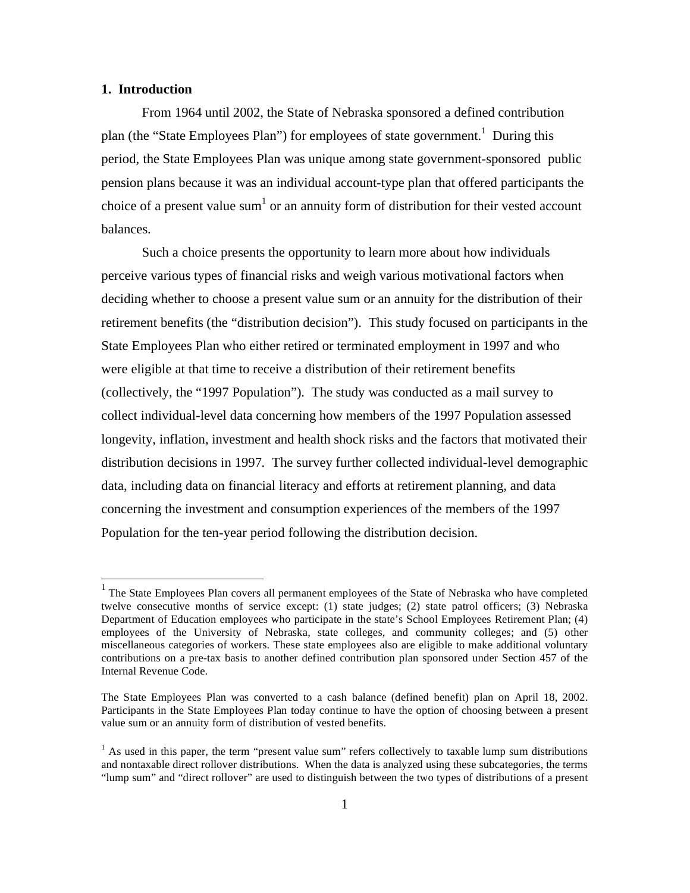## 1. Introduction

From 1964 until 2002, the State of Nebraska sponsored a defined contribution plan (the "State Employees Plan") for employees of state government.[1] During this period, the State Employees Plan was unique among state government-sponsored public pension plans because it was an individual account-type plan that offered participants the choice of a present value sum[1] or an annuity form of distribution for their vested account balances.

Such a choice presents the opportunity to learn more about how individuals perceive various types of financial risks and weigh various motivational factors when deciding whether to choose a present value sum or an annuity for the distribution of their retirement benefits (the "distribution decision"). This study focused on participants in the State Employees Plan who either retired or terminated employment in 1997 and who were eligible at that time to receive a distribution of their retirement benefits (collectively, the "1997 Population"). The study was conducted as a mail survey to collect individual-level data concerning how members of the 1997 Population assessed longevity, inflation, investment and health shock risks and the factors that motivated their distribution decisions in 1997. The survey further collected individual-level demographic data, including data on financial literacy and efforts at retirement planning, and data concerning the investment and consumption experiences of the members of the 1997 Population for the ten-year period following the distribution decision.

---

[1] The State Employees Plan covers all permanent employees of the State of Nebraska who have completed twelve consecutive months of service except: (1) state judges; (2) state patrol officers; (3) Nebraska Department of Education employees who participate in the state's School Employees Retirement Plan; (4) employees of the University of Nebraska, state colleges, and community colleges; and (5) other miscellaneous categories of workers. These state employees also are eligible to make additional voluntary contributions on a pre-tax basis to another defined contribution plan sponsored under Section 457 of the Internal Revenue Code.

The State Employees Plan was converted to a cash balance (defined benefit) plan on April 18, 2002. Participants in the State Employees Plan today continue to have the option of choosing between a present value sum or an annuity form of distribution of vested benefits.

[1] As used in this paper, the term "present value sum" refers collectively to taxable lump sum distributions and nontaxable direct rollover distributions. When the data is analyzed using these subcategories, the terms "lump sum" and "direct rollover" are used to distinguish between the two types of distributions of a present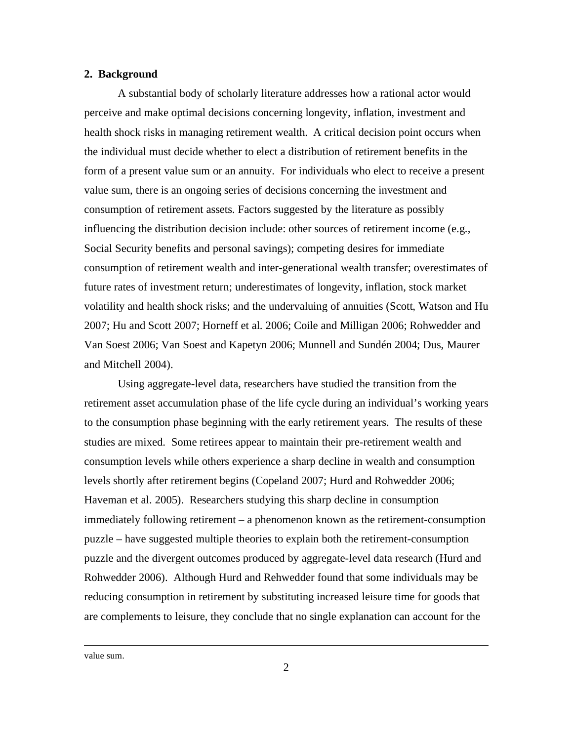## 2. Background

A substantial body of scholarly literature addresses how a rational actor would perceive and make optimal decisions concerning longevity, inflation, investment and health shock risks in managing retirement wealth. A critical decision point occurs when the individual must decide whether to elect a distribution of retirement benefits in the form of a present value sum or an annuity. For individuals who elect to receive a present value sum, there is an ongoing series of decisions concerning the investment and consumption of retirement assets. Factors suggested by the literature as possibly influencing the distribution decision include: other sources of retirement income (e.g., Social Security benefits and personal savings); competing desires for immediate consumption of retirement wealth and inter-generational wealth transfer; overestimates of future rates of investment return; underestimates of longevity, inflation, stock market volatility and health shock risks; and the undervaluing of annuities (Scott, Watson and Hu 2007; Hu and Scott 2007; Horneff et al. 2006; Coile and Milligan 2006; Rohwedder and Van Soest 2006; Van Soest and Kapetyn 2006; Munnell and Sundén 2004; Dus, Maurer and Mitchell 2004).

Using aggregate-level data, researchers have studied the transition from the retirement asset accumulation phase of the life cycle during an individual's working years to the consumption phase beginning with the early retirement years. The results of these studies are mixed. Some retirees appear to maintain their pre-retirement wealth and consumption levels while others experience a sharp decline in wealth and consumption levels shortly after retirement begins (Copeland 2007; Hurd and Rohwedder 2006; Haveman et al. 2005). Researchers studying this sharp decline in consumption immediately following retirement – a phenomenon known as the retirement-consumption puzzle – have suggested multiple theories to explain both the retirement-consumption puzzle and the divergent outcomes produced by aggregate-level data research (Hurd and Rohwedder 2006). Although Hurd and Rehwedder found that some individuals may be reducing consumption in retirement by substituting increased leisure time for goods that are complements to leisure, they conclude that no single explanation can account for the

value sum.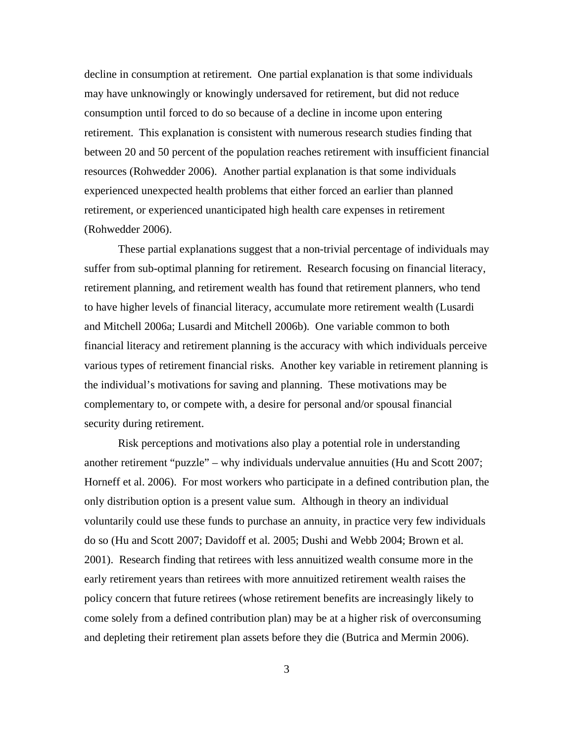decline in consumption at retirement. One partial explanation is that some individuals may have unknowingly or knowingly undersaved for retirement, but did not reduce consumption until forced to do so because of a decline in income upon entering retirement. This explanation is consistent with numerous research studies finding that between 20 and 50 percent of the population reaches retirement with insufficient financial resources (Rohwedder 2006). Another partial explanation is that some individuals experienced unexpected health problems that either forced an earlier than planned retirement, or experienced unanticipated high health care expenses in retirement (Rohwedder 2006).

These partial explanations suggest that a non-trivial percentage of individuals may suffer from sub-optimal planning for retirement. Research focusing on financial literacy, retirement planning, and retirement wealth has found that retirement planners, who tend to have higher levels of financial literacy, accumulate more retirement wealth (Lusardi and Mitchell 2006a; Lusardi and Mitchell 2006b). One variable common to both financial literacy and retirement planning is the accuracy with which individuals perceive various types of retirement financial risks. Another key variable in retirement planning is the individual's motivations for saving and planning. These motivations may be complementary to, or compete with, a desire for personal and/or spousal financial security during retirement.

Risk perceptions and motivations also play a potential role in understanding another retirement "puzzle" – why individuals undervalue annuities (Hu and Scott 2007; Horneff et al. 2006). For most workers who participate in a defined contribution plan, the only distribution option is a present value sum. Although in theory an individual voluntarily could use these funds to purchase an annuity, in practice very few individuals do so (Hu and Scott 2007; Davidoff et al. 2005; Dushi and Webb 2004; Brown et al. 2001). Research finding that retirees with less annuitized wealth consume more in the early retirement years than retirees with more annuitized retirement wealth raises the policy concern that future retirees (whose retirement benefits are increasingly likely to come solely from a defined contribution plan) may be at a higher risk of overconsuming and depleting their retirement plan assets before they die (Butrica and Mermin 2006).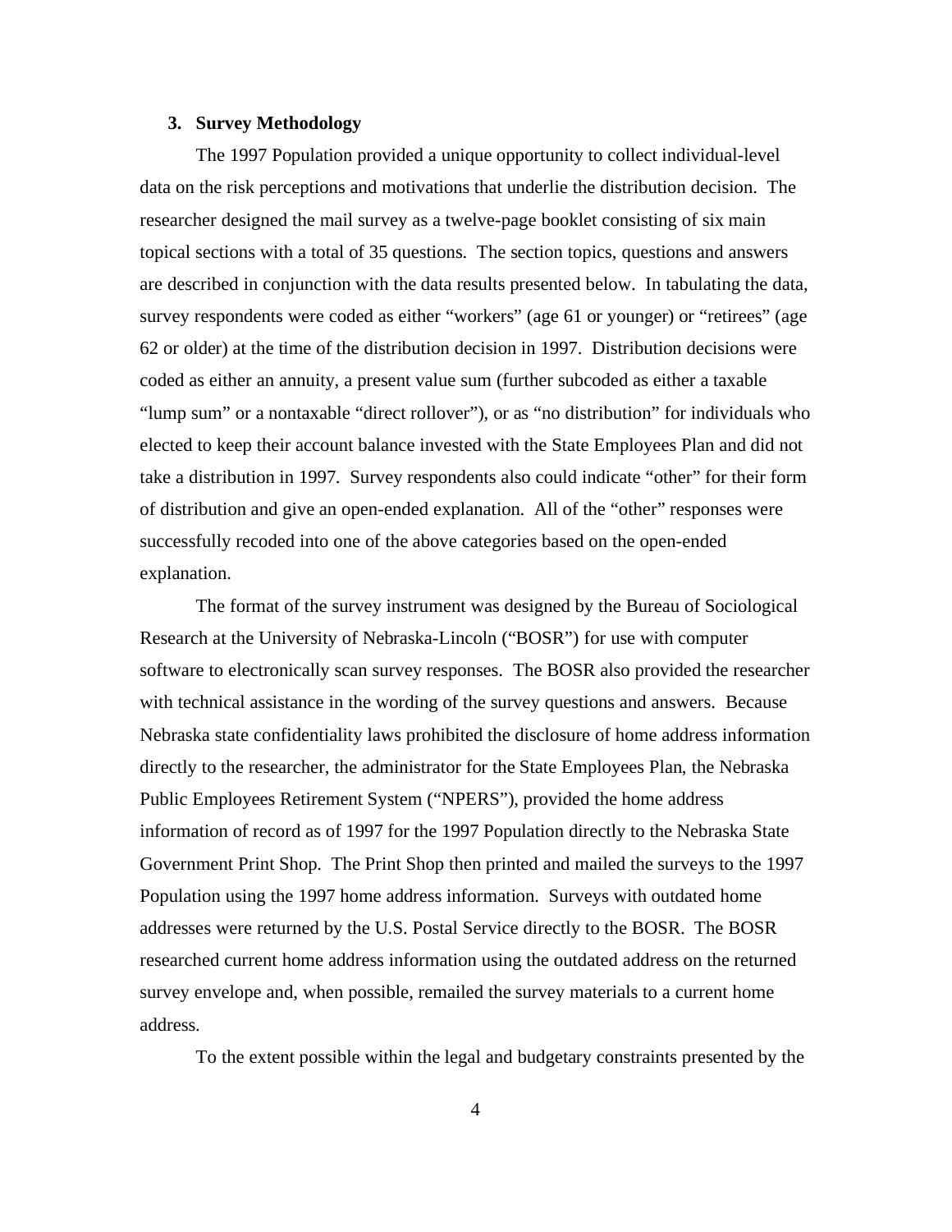### 3. Survey Methodology

The 1997 Population provided a unique opportunity to collect individual-level data on the risk perceptions and motivations that underlie the distribution decision. The researcher designed the mail survey as a twelve-page booklet consisting of six main topical sections with a total of 35 questions. The section topics, questions and answers are described in conjunction with the data results presented below. In tabulating the data, survey respondents were coded as either "workers" (age 61 or younger) or "retirees" (age 62 or older) at the time of the distribution decision in 1997. Distribution decisions were coded as either an annuity, a present value sum (further subcoded as either a taxable "lump sum" or a nontaxable "direct rollover"), or as "no distribution" for individuals who elected to keep their account balance invested with the State Employees Plan and did not take a distribution in 1997. Survey respondents also could indicate "other" for their form of distribution and give an open-ended explanation. All of the "other" responses were successfully recoded into one of the above categories based on the open-ended explanation.

The format of the survey instrument was designed by the Bureau of Sociological Research at the University of Nebraska-Lincoln ("BOSR") for use with computer software to electronically scan survey responses. The BOSR also provided the researcher with technical assistance in the wording of the survey questions and answers. Because Nebraska state confidentiality laws prohibited the disclosure of home address information directly to the researcher, the administrator for the State Employees Plan, the Nebraska Public Employees Retirement System ("NPERS"), provided the home address information of record as of 1997 for the 1997 Population directly to the Nebraska State Government Print Shop. The Print Shop then printed and mailed the surveys to the 1997 Population using the 1997 home address information. Surveys with outdated home addresses were returned by the U.S. Postal Service directly to the BOSR. The BOSR researched current home address information using the outdated address on the returned survey envelope and, when possible, remailed the survey materials to a current home address.

To the extent possible within the legal and budgetary constraints presented by the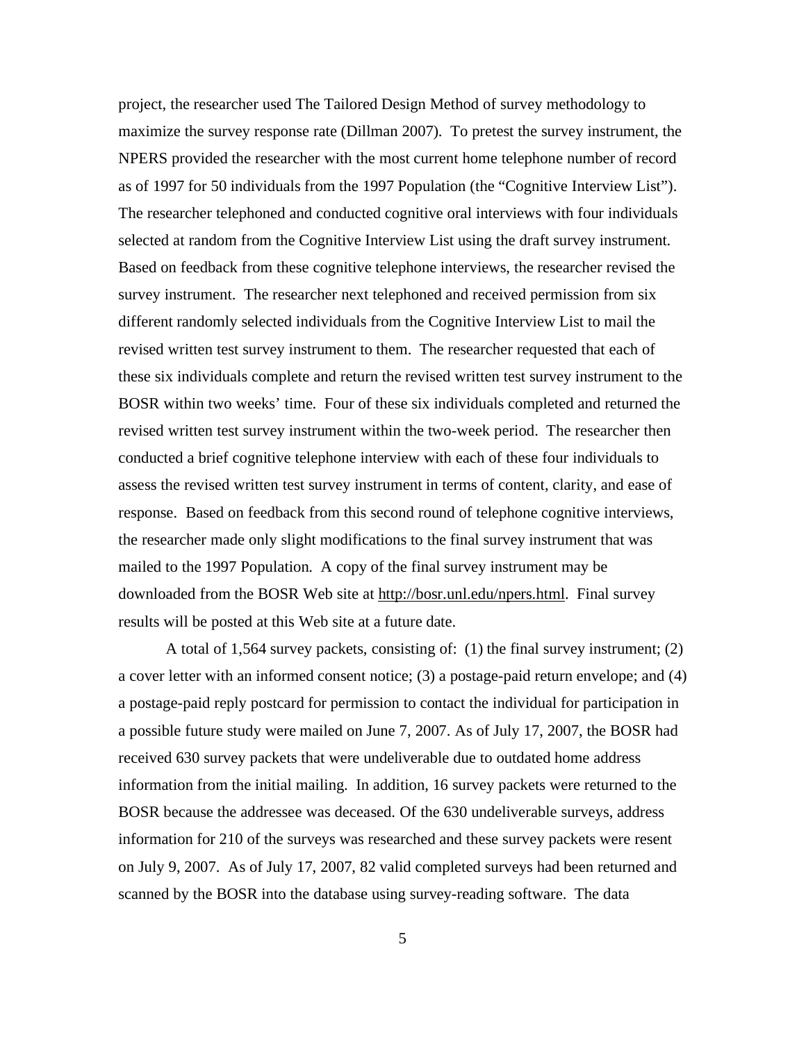project, the researcher used The Tailored Design Method of survey methodology to maximize the survey response rate (Dillman 2007). To pretest the survey instrument, the NPERS provided the researcher with the most current home telephone number of record as of 1997 for 50 individuals from the 1997 Population (the "Cognitive Interview List"). The researcher telephoned and conducted cognitive oral interviews with four individuals selected at random from the Cognitive Interview List using the draft survey instrument. Based on feedback from these cognitive telephone interviews, the researcher revised the survey instrument. The researcher next telephoned and received permission from six different randomly selected individuals from the Cognitive Interview List to mail the revised written test survey instrument to them. The researcher requested that each of these six individuals complete and return the revised written test survey instrument to the BOSR within two weeks' time. Four of these six individuals completed and returned the revised written test survey instrument within the two-week period. The researcher then conducted a brief cognitive telephone interview with each of these four individuals to assess the revised written test survey instrument in terms of content, clarity, and ease of response. Based on feedback from this second round of telephone cognitive interviews, the researcher made only slight modifications to the final survey instrument that was mailed to the 1997 Population. A copy of the final survey instrument may be downloaded from the BOSR Web site at http://bosr.unl.edu/npers.html. Final survey results will be posted at this Web site at a future date.

A total of 1,564 survey packets, consisting of: (1) the final survey instrument; (2) a cover letter with an informed consent notice; (3) a postage-paid return envelope; and (4) a postage-paid reply postcard for permission to contact the individual for participation in a possible future study were mailed on June 7, 2007. As of July 17, 2007, the BOSR had received 630 survey packets that were undeliverable due to outdated home address information from the initial mailing. In addition, 16 survey packets were returned to the BOSR because the addressee was deceased. Of the 630 undeliverable surveys, address information for 210 of the surveys was researched and these survey packets were resent on July 9, 2007. As of July 17, 2007, 82 valid completed surveys had been returned and scanned by the BOSR into the database using survey-reading software. The data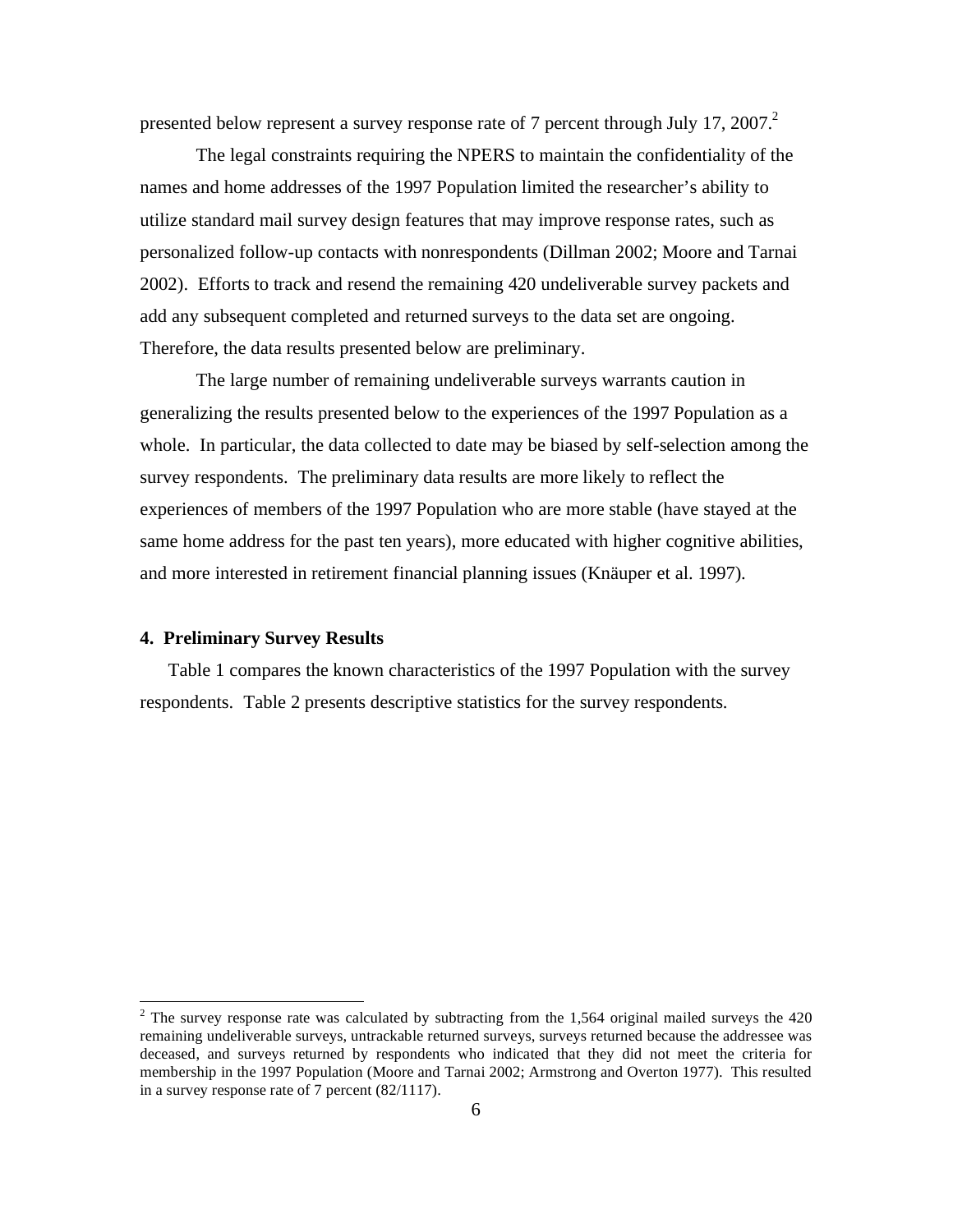presented below represent a survey response rate of 7 percent through July 17, 2007.[2]

The legal constraints requiring the NPERS to maintain the confidentiality of the names and home addresses of the 1997 Population limited the researcher's ability to utilize standard mail survey design features that may improve response rates, such as personalized follow-up contacts with nonrespondents (Dillman 2002; Moore and Tarnai 2002). Efforts to track and resend the remaining 420 undeliverable survey packets and add any subsequent completed and returned surveys to the data set are ongoing. Therefore, the data results presented below are preliminary.

The large number of remaining undeliverable surveys warrants caution in generalizing the results presented below to the experiences of the 1997 Population as a whole. In particular, the data collected to date may be biased by self-selection among the survey respondents. The preliminary data results are more likely to reflect the experiences of members of the 1997 Population who are more stable (have stayed at the same home address for the past ten years), more educated with higher cognitive abilities, and more interested in retirement financial planning issues (Knäuper et al. 1997).

### 4. Preliminary Survey Results

Table 1 compares the known characteristics of the 1997 Population with the survey respondents. Table 2 presents descriptive statistics for the survey respondents.

[2] The survey response rate was calculated by subtracting from the 1,564 original mailed surveys the 420 remaining undeliverable surveys, untrackable returned surveys, surveys returned because the addressee was deceased, and surveys returned by respondents who indicated that they did not meet the criteria for membership in the 1997 Population (Moore and Tarnai 2002; Armstrong and Overton 1977). This resulted in a survey response rate of 7 percent (82/1117).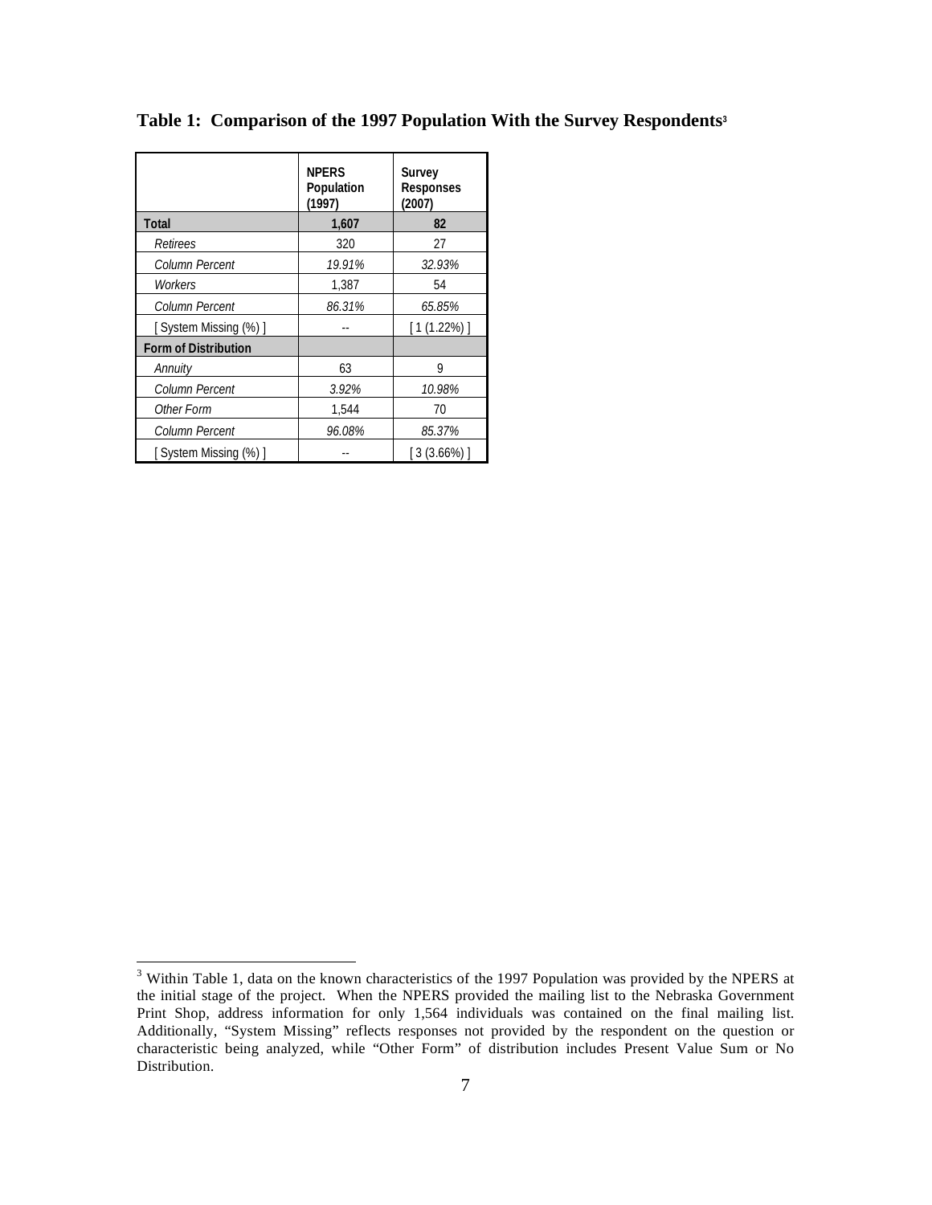**Table 1: Comparison of the 1997 Population With the Survey Respondents**[3]

| | NPERS Population (1997) | Survey Responses (2007) |
|---|---|---|
| **Total** | **1,607** | **82** |
| *Retirees* | 320 | 27 |
| *Column Percent* | *19.91%* | *32.93%* |
| *Workers* | 1,387 | 54 |
| *Column Percent* | *86.31%* | *65.85%* |
| [ System Missing (%) ] | -- | [ 1 (1.22%) ] |
| **Form of Distribution** | | |
| *Annuity* | 63 | 9 |
| *Column Percent* | *3.92%* | *10.98%* |
| *Other Form* | 1,544 | 70 |
| *Column Percent* | *96.08%* | *85.37%* |
| [ System Missing (%) ] | -- | [ 3 (3.66%) ] |

[3] Within Table 1, data on the known characteristics of the 1997 Population was provided by the NPERS at the initial stage of the project. When the NPERS provided the mailing list to the Nebraska Government Print Shop, address information for only 1,564 individuals was contained on the final mailing list. Additionally, "System Missing" reflects responses not provided by the respondent on the question or characteristic being analyzed, while "Other Form" of distribution includes Present Value Sum or No Distribution.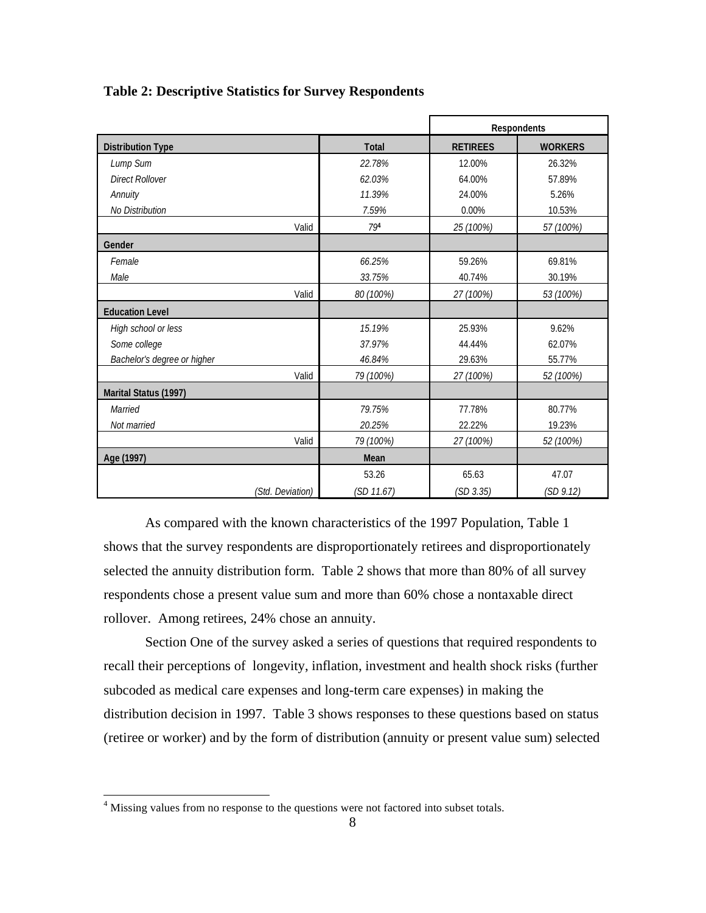**Table 2: Descriptive Statistics for Survey Respondents**

| | | Respondents | |
|---|---|---|---|
| **Distribution Type** | **Total** | **RETIREES** | **WORKERS** |
| *Lump Sum* | *22.78%* | 12.00% | 26.32% |
| *Direct Rollover* | *62.03%* | 64.00% | 57.89% |
| *Annuity* | *11.39%* | 24.00% | 5.26% |
| *No Distribution* | *7.59%* | 0.00% | 10.53% |
| Valid | *79*[4] | *25 (100%)* | *57 (100%)* |
| **Gender** | | | |
| *Female* | *66.25%* | 59.26% | 69.81% |
| *Male* | *33.75%* | 40.74% | 30.19% |
| Valid | *80 (100%)* | *27 (100%)* | *53 (100%)* |
| **Education Level** | | | |
| *High school or less* | *15.19%* | 25.93% | 9.62% |
| *Some college* | *37.97%* | 44.44% | 62.07% |
| *Bachelor's degree or higher* | *46.84%* | 29.63% | 55.77% |
| Valid | *79 (100%)* | *27 (100%)* | *52 (100%)* |
| **Marital Status (1997)** | | | |
| *Married* | *79.75%* | 77.78% | 80.77% |
| *Not married* | *20.25%* | 22.22% | 19.23% |
| Valid | *79 (100%)* | *27 (100%)* | *52 (100%)* |
| **Age (1997)** | **Mean** | | |
| | 53.26 | 65.63 | 47.07 |
| *(Std. Deviation)* | *(SD 11.67)* | *(SD 3.35)* | *(SD 9.12)* |

As compared with the known characteristics of the 1997 Population, Table 1 shows that the survey respondents are disproportionately retirees and disproportionately selected the annuity distribution form. Table 2 shows that more than 80% of all survey respondents chose a present value sum and more than 60% chose a nontaxable direct rollover. Among retirees, 24% chose an annuity.

Section One of the survey asked a series of questions that required respondents to recall their perceptions of longevity, inflation, investment and health shock risks (further subcoded as medical care expenses and long-term care expenses) in making the distribution decision in 1997. Table 3 shows responses to these questions based on status (retiree or worker) and by the form of distribution (annuity or present value sum) selected

[4] Missing values from no response to the questions were not factored into subset totals.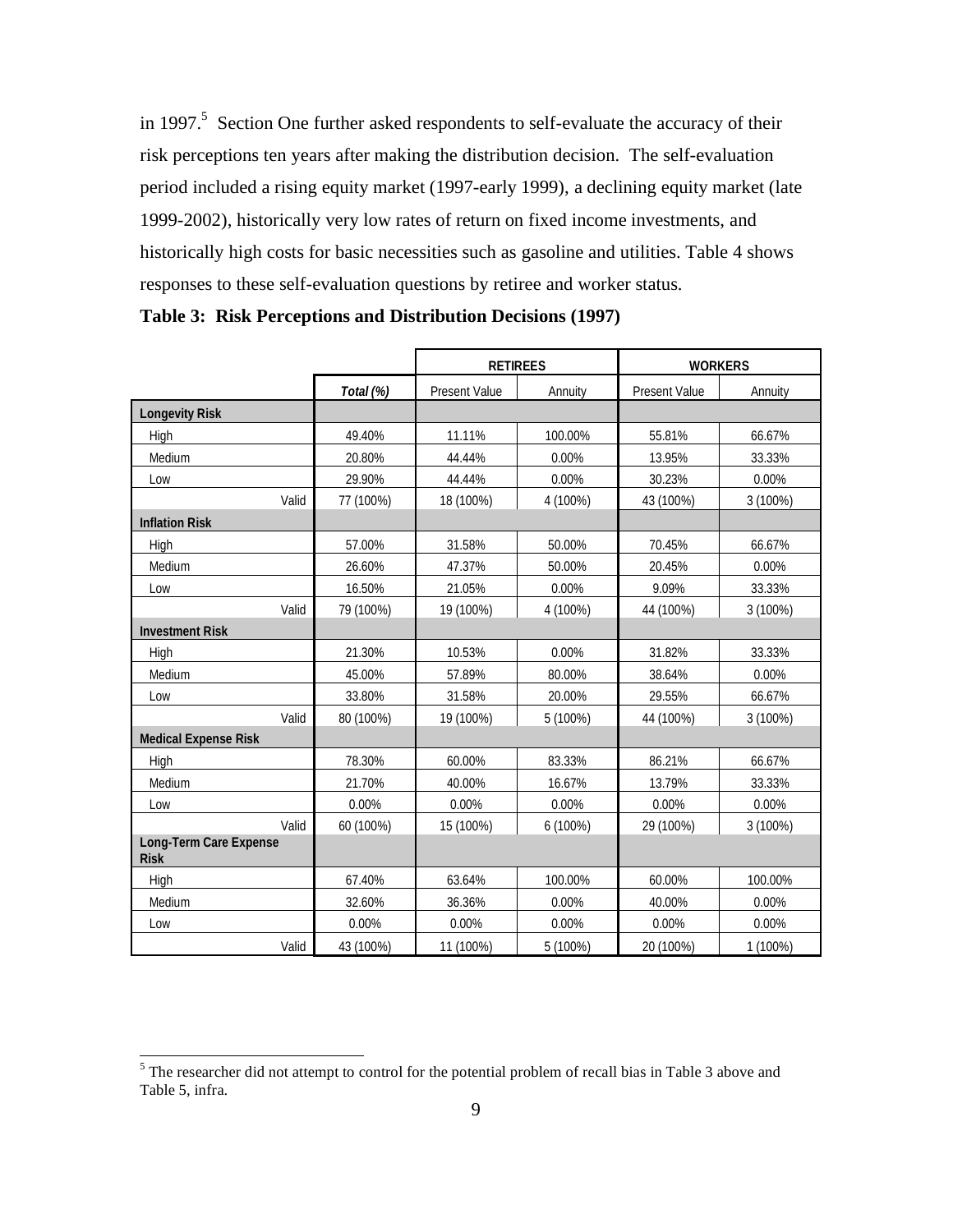in 1997.[5] Section One further asked respondents to self-evaluate the accuracy of their risk perceptions ten years after making the distribution decision. The self-evaluation period included a rising equity market (1997-early 1999), a declining equity market (late 1999-2002), historically very low rates of return on fixed income investments, and historically high costs for basic necessities such as gasoline and utilities. Table 4 shows responses to these self-evaluation questions by retiree and worker status.

**Table 3: Risk Perceptions and Distribution Decisions (1997)**

| | | RETIREES | | WORKERS | |
|---|---|---|---|---|---|
| | *Total (%)* | Present Value | Annuity | Present Value | Annuity |
| **Longevity Risk** | | | | | |
| High | 49.40% | 11.11% | 100.00% | 55.81% | 66.67% |
| Medium | 20.80% | 44.44% | 0.00% | 13.95% | 33.33% |
| Low | 29.90% | 44.44% | 0.00% | 30.23% | 0.00% |
| Valid | 77 (100%) | 18 (100%) | 4 (100%) | 43 (100%) | 3 (100%) |
| **Inflation Risk** | | | | | |
| High | 57.00% | 31.58% | 50.00% | 70.45% | 66.67% |
| Medium | 26.60% | 47.37% | 50.00% | 20.45% | 0.00% |
| Low | 16.50% | 21.05% | 0.00% | 9.09% | 33.33% |
| Valid | 79 (100%) | 19 (100%) | 4 (100%) | 44 (100%) | 3 (100%) |
| **Investment Risk** | | | | | |
| High | 21.30% | 10.53% | 0.00% | 31.82% | 33.33% |
| Medium | 45.00% | 57.89% | 80.00% | 38.64% | 0.00% |
| Low | 33.80% | 31.58% | 20.00% | 29.55% | 66.67% |
| Valid | 80 (100%) | 19 (100%) | 5 (100%) | 44 (100%) | 3 (100%) |
| **Medical Expense Risk** | | | | | |
| High | 78.30% | 60.00% | 83.33% | 86.21% | 66.67% |
| Medium | 21.70% | 40.00% | 16.67% | 13.79% | 33.33% |
| Low | 0.00% | 0.00% | 0.00% | 0.00% | 0.00% |
| Valid | 60 (100%) | 15 (100%) | 6 (100%) | 29 (100%) | 3 (100%) |
| **Long-Term Care Expense Risk** | | | | | |
| High | 67.40% | 63.64% | 100.00% | 60.00% | 100.00% |
| Medium | 32.60% | 36.36% | 0.00% | 40.00% | 0.00% |
| Low | 0.00% | 0.00% | 0.00% | 0.00% | 0.00% |
| Valid | 43 (100%) | 11 (100%) | 5 (100%) | 20 (100%) | 1 (100%) |

[5] The researcher did not attempt to control for the potential problem of recall bias in Table 3 above and Table 5, infra.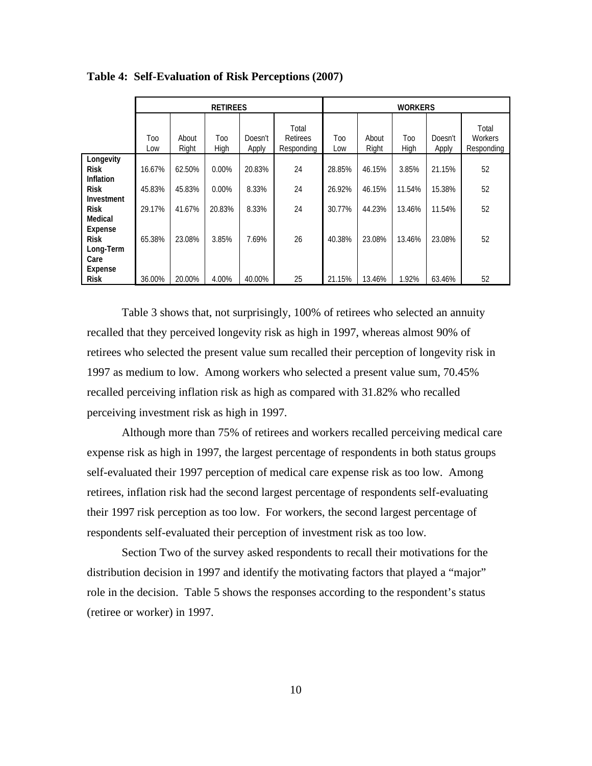**Table 4: Self-Evaluation of Risk Perceptions (2007)**

| | RETIREES | | | | | WORKERS | | | | |
|---|---|---|---|---|---|---|---|---|---|---|
| | Too Low | About Right | Too High | Doesn't Apply | Total Retirees Responding | Too Low | About Right | Too High | Doesn't Apply | Total Workers Responding |
| **Longevity Risk** | 16.67% | 62.50% | 0.00% | 20.83% | 24 | 28.85% | 46.15% | 3.85% | 21.15% | 52 |
| **Inflation Risk** | 45.83% | 45.83% | 0.00% | 8.33% | 24 | 26.92% | 46.15% | 11.54% | 15.38% | 52 |
| **Investment Risk** | 29.17% | 41.67% | 20.83% | 8.33% | 24 | 30.77% | 44.23% | 13.46% | 11.54% | 52 |
| **Medical Expense Risk** | 65.38% | 23.08% | 3.85% | 7.69% | 26 | 40.38% | 23.08% | 13.46% | 23.08% | 52 |
| **Long-Term Care Expense Risk** | 36.00% | 20.00% | 4.00% | 40.00% | 25 | 21.15% | 13.46% | 1.92% | 63.46% | 52 |

Table 3 shows that, not surprisingly, 100% of retirees who selected an annuity recalled that they perceived longevity risk as high in 1997, whereas almost 90% of retirees who selected the present value sum recalled their perception of longevity risk in 1997 as medium to low. Among workers who selected a present value sum, 70.45% recalled perceiving inflation risk as high as compared with 31.82% who recalled perceiving investment risk as high in 1997.

Although more than 75% of retirees and workers recalled perceiving medical care expense risk as high in 1997, the largest percentage of respondents in both status groups self-evaluated their 1997 perception of medical care expense risk as too low. Among retirees, inflation risk had the second largest percentage of respondents self-evaluating their 1997 risk perception as too low. For workers, the second largest percentage of respondents self-evaluated their perception of investment risk as too low.

Section Two of the survey asked respondents to recall their motivations for the distribution decision in 1997 and identify the motivating factors that played a "major" role in the decision. Table 5 shows the responses according to the respondent's status (retiree or worker) in 1997.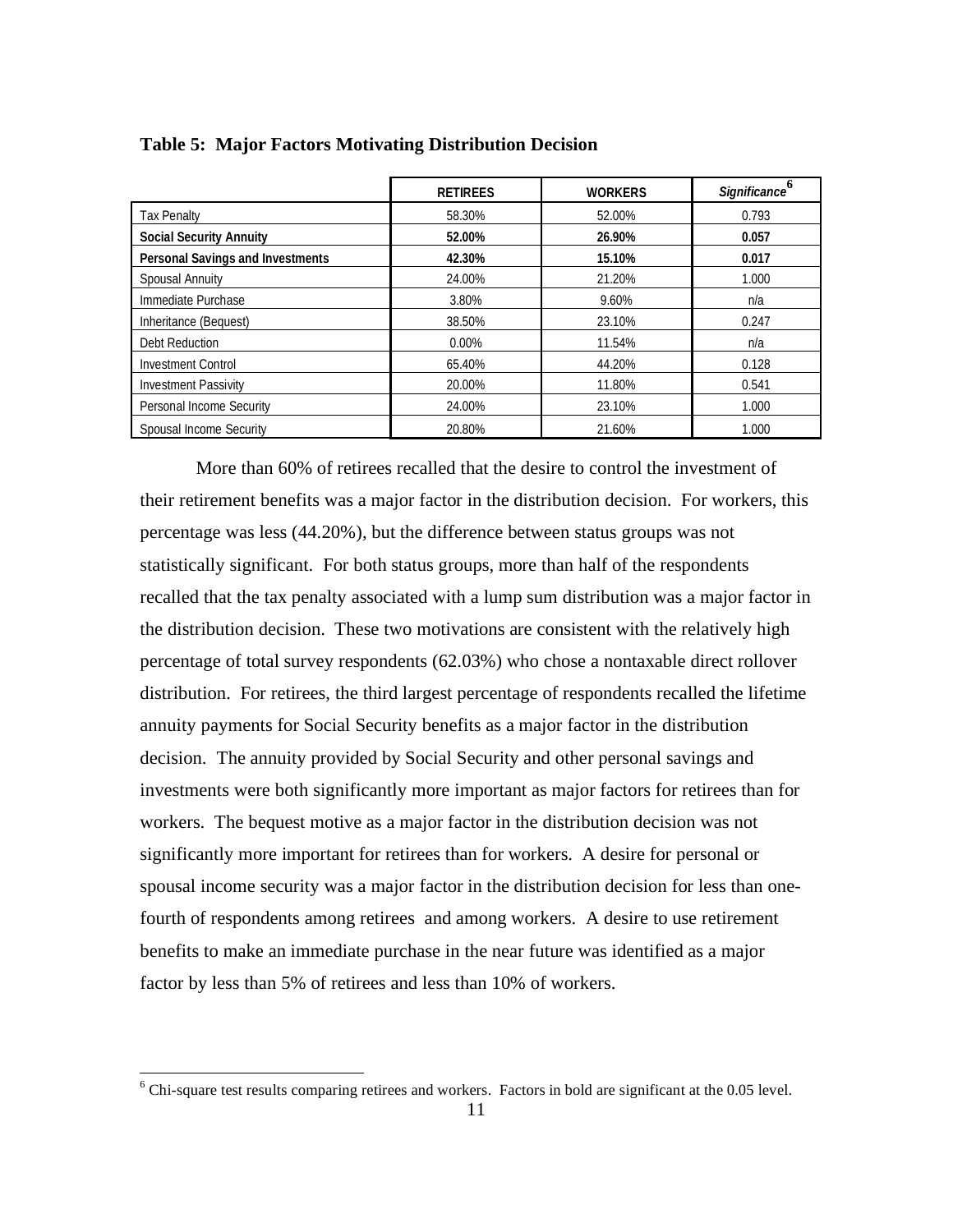**Table 5: Major Factors Motivating Distribution Decision**

| | RETIREES | WORKERS | *Significance*[6] |
|---|---|---|---|
| Tax Penalty | 58.30% | 52.00% | 0.793 |
| **Social Security Annuity** | **52.00%** | **26.90%** | **0.057** |
| **Personal Savings and Investments** | **42.30%** | **15.10%** | **0.017** |
| Spousal Annuity | 24.00% | 21.20% | 1.000 |
| Immediate Purchase | 3.80% | 9.60% | n/a |
| Inheritance (Bequest) | 38.50% | 23.10% | 0.247 |
| Debt Reduction | 0.00% | 11.54% | n/a |
| Investment Control | 65.40% | 44.20% | 0.128 |
| Investment Passivity | 20.00% | 11.80% | 0.541 |
| Personal Income Security | 24.00% | 23.10% | 1.000 |
| Spousal Income Security | 20.80% | 21.60% | 1.000 |

More than 60% of retirees recalled that the desire to control the investment of their retirement benefits was a major factor in the distribution decision. For workers, this percentage was less (44.20%), but the difference between status groups was not statistically significant. For both status groups, more than half of the respondents recalled that the tax penalty associated with a lump sum distribution was a major factor in the distribution decision. These two motivations are consistent with the relatively high percentage of total survey respondents (62.03%) who chose a nontaxable direct rollover distribution. For retirees, the third largest percentage of respondents recalled the lifetime annuity payments for Social Security benefits as a major factor in the distribution decision. The annuity provided by Social Security and other personal savings and investments were both significantly more important as major factors for retirees than for workers. The bequest motive as a major factor in the distribution decision was not significantly more important for retirees than for workers. A desire for personal or spousal income security was a major factor in the distribution decision for less than one-fourth of respondents among retirees and among workers. A desire to use retirement benefits to make an immediate purchase in the near future was identified as a major factor by less than 5% of retirees and less than 10% of workers.

[6] Chi-square test results comparing retirees and workers. Factors in bold are significant at the 0.05 level.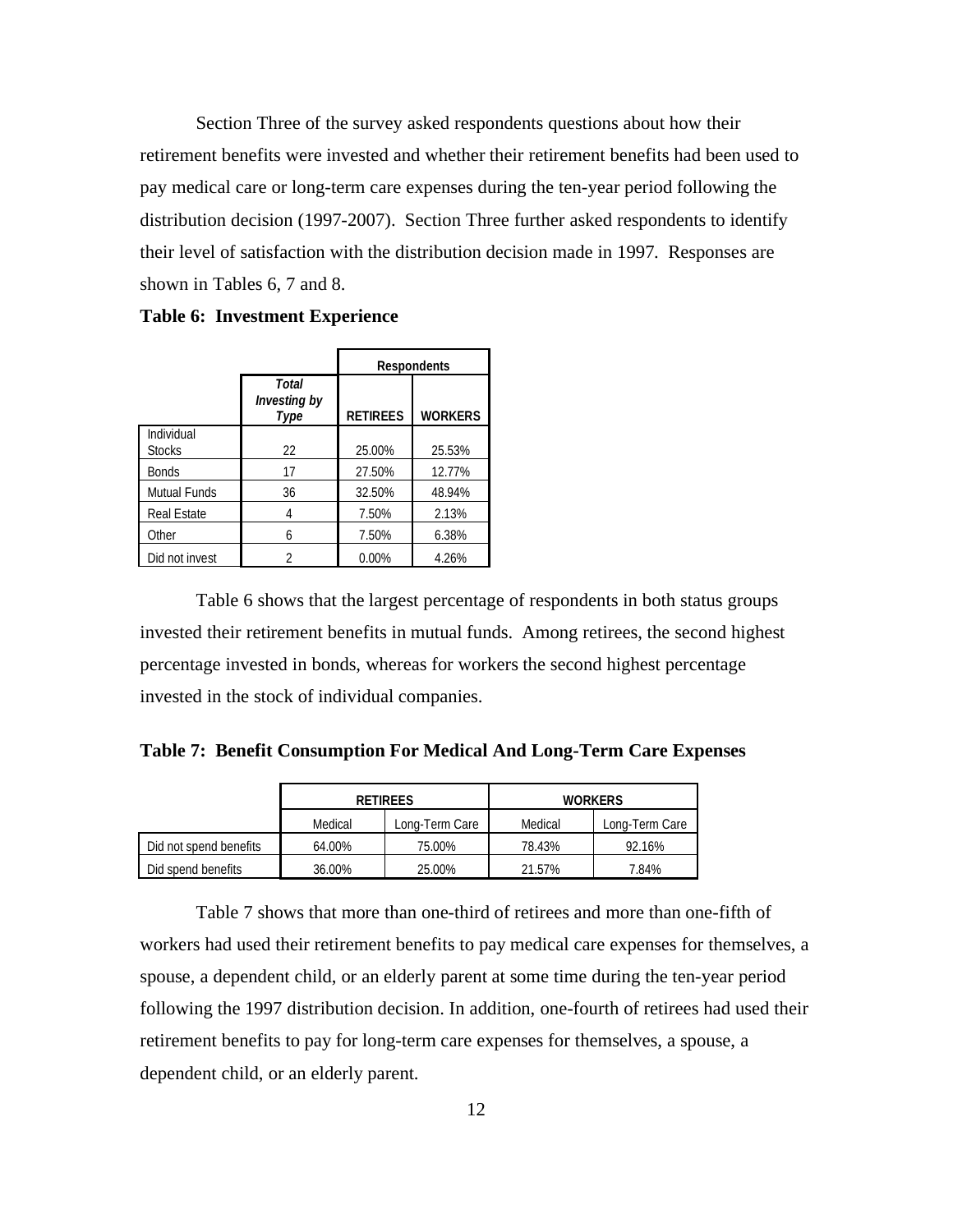Section Three of the survey asked respondents questions about how their retirement benefits were invested and whether their retirement benefits had been used to pay medical care or long-term care expenses during the ten-year period following the distribution decision (1997-2007). Section Three further asked respondents to identify their level of satisfaction with the distribution decision made in 1997. Responses are shown in Tables 6, 7 and 8.

**Table 6: Investment Experience**

| | | Respondents | |
|---|---|---|---|
| | *Total Investing by Type* | **RETIREES** | **WORKERS** |
| Individual Stocks | 22 | 25.00% | 25.53% |
| Bonds | 17 | 27.50% | 12.77% |
| Mutual Funds | 36 | 32.50% | 48.94% |
| Real Estate | 4 | 7.50% | 2.13% |
| Other | 6 | 7.50% | 6.38% |
| Did not invest | 2 | 0.00% | 4.26% |

Table 6 shows that the largest percentage of respondents in both status groups invested their retirement benefits in mutual funds. Among retirees, the second highest percentage invested in bonds, whereas for workers the second highest percentage invested in the stock of individual companies.

**Table 7: Benefit Consumption For Medical And Long-Term Care Expenses**

| | RETIREES | | WORKERS | |
|---|---|---|---|---|
| | Medical | Long-Term Care | Medical | Long-Term Care |
| Did not spend benefits | 64.00% | 75.00% | 78.43% | 92.16% |
| Did spend benefits | 36.00% | 25.00% | 21.57% | 7.84% |

Table 7 shows that more than one-third of retirees and more than one-fifth of workers had used their retirement benefits to pay medical care expenses for themselves, a spouse, a dependent child, or an elderly parent at some time during the ten-year period following the 1997 distribution decision. In addition, one-fourth of retirees had used their retirement benefits to pay for long-term care expenses for themselves, a spouse, a dependent child, or an elderly parent.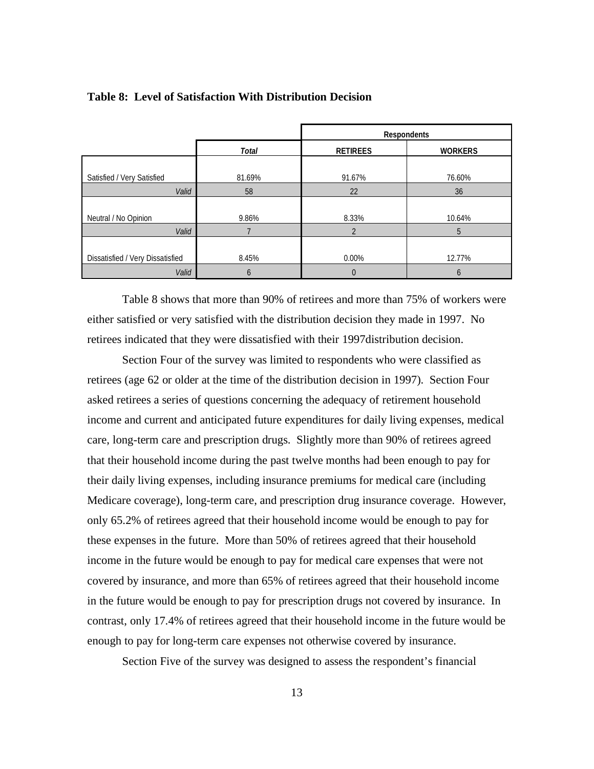**Table 8: Level of Satisfaction With Distribution Decision**

| | | Respondents | |
|---|---|---|---|
| | *Total* | RETIREES | WORKERS |
| Satisfied / Very Satisfied | 81.69% | 91.67% | 76.60% |
| *Valid* | 58 | 22 | 36 |
| Neutral / No Opinion | 9.86% | 8.33% | 10.64% |
| *Valid* | 7 | 2 | 5 |
| Dissatisfied / Very Dissatisfied | 8.45% | 0.00% | 12.77% |
| *Valid* | 6 | 0 | 6 |

Table 8 shows that more than 90% of retirees and more than 75% of workers were either satisfied or very satisfied with the distribution decision they made in 1997. No retirees indicated that they were dissatisfied with their 1997distribution decision.

Section Four of the survey was limited to respondents who were classified as retirees (age 62 or older at the time of the distribution decision in 1997). Section Four asked retirees a series of questions concerning the adequacy of retirement household income and current and anticipated future expenditures for daily living expenses, medical care, long-term care and prescription drugs. Slightly more than 90% of retirees agreed that their household income during the past twelve months had been enough to pay for their daily living expenses, including insurance premiums for medical care (including Medicare coverage), long-term care, and prescription drug insurance coverage. However, only 65.2% of retirees agreed that their household income would be enough to pay for these expenses in the future. More than 50% of retirees agreed that their household income in the future would be enough to pay for medical care expenses that were not covered by insurance, and more than 65% of retirees agreed that their household income in the future would be enough to pay for prescription drugs not covered by insurance. In contrast, only 17.4% of retirees agreed that their household income in the future would be enough to pay for long-term care expenses not otherwise covered by insurance.

Section Five of the survey was designed to assess the respondent's financial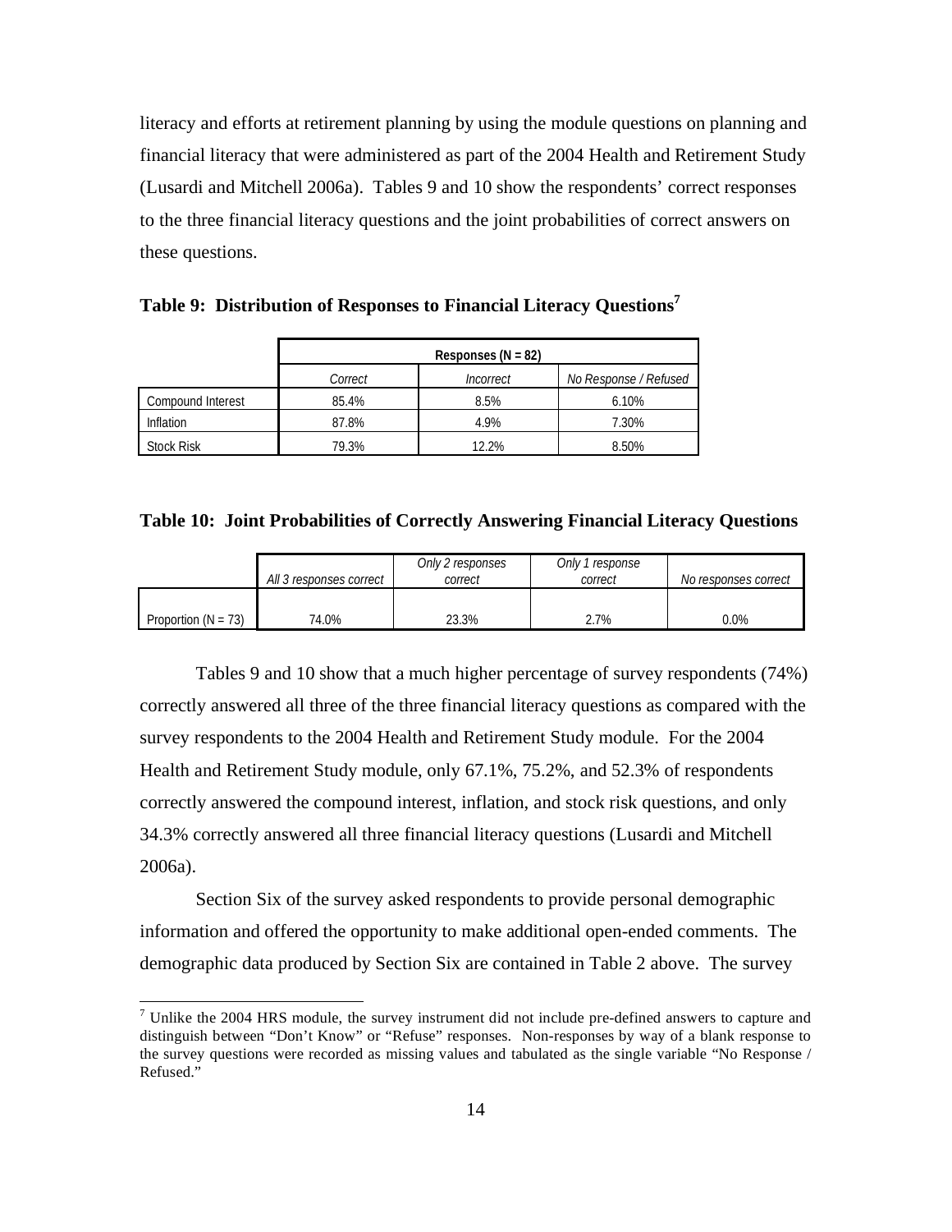literacy and efforts at retirement planning by using the module questions on planning and financial literacy that were administered as part of the 2004 Health and Retirement Study (Lusardi and Mitchell 2006a). Tables 9 and 10 show the respondents' correct responses to the three financial literacy questions and the joint probabilities of correct answers on these questions.

**Table 9: Distribution of Responses to Financial Literacy Questions[7]**

| | Responses (N = 82) | | |
|---|---|---|---|
| | *Correct* | *Incorrect* | *No Response / Refused* |
| Compound Interest | 85.4% | 8.5% | 6.10% |
| Inflation | 87.8% | 4.9% | 7.30% |
| Stock Risk | 79.3% | 12.2% | 8.50% |

**Table 10: Joint Probabilities of Correctly Answering Financial Literacy Questions**

| | *All 3 responses correct* | *Only 2 responses correct* | *Only 1 response correct* | *No responses correct* |
|---|---|---|---|---|
| Proportion (N = 73) | 74.0% | 23.3% | 2.7% | 0.0% |

Tables 9 and 10 show that a much higher percentage of survey respondents (74%) correctly answered all three of the three financial literacy questions as compared with the survey respondents to the 2004 Health and Retirement Study module. For the 2004 Health and Retirement Study module, only 67.1%, 75.2%, and 52.3% of respondents correctly answered the compound interest, inflation, and stock risk questions, and only 34.3% correctly answered all three financial literacy questions (Lusardi and Mitchell 2006a).

Section Six of the survey asked respondents to provide personal demographic information and offered the opportunity to make additional open-ended comments. The demographic data produced by Section Six are contained in Table 2 above. The survey

[7] Unlike the 2004 HRS module, the survey instrument did not include pre-defined answers to capture and distinguish between "Don't Know" or "Refuse" responses. Non-responses by way of a blank response to the survey questions were recorded as missing values and tabulated as the single variable "No Response / Refused."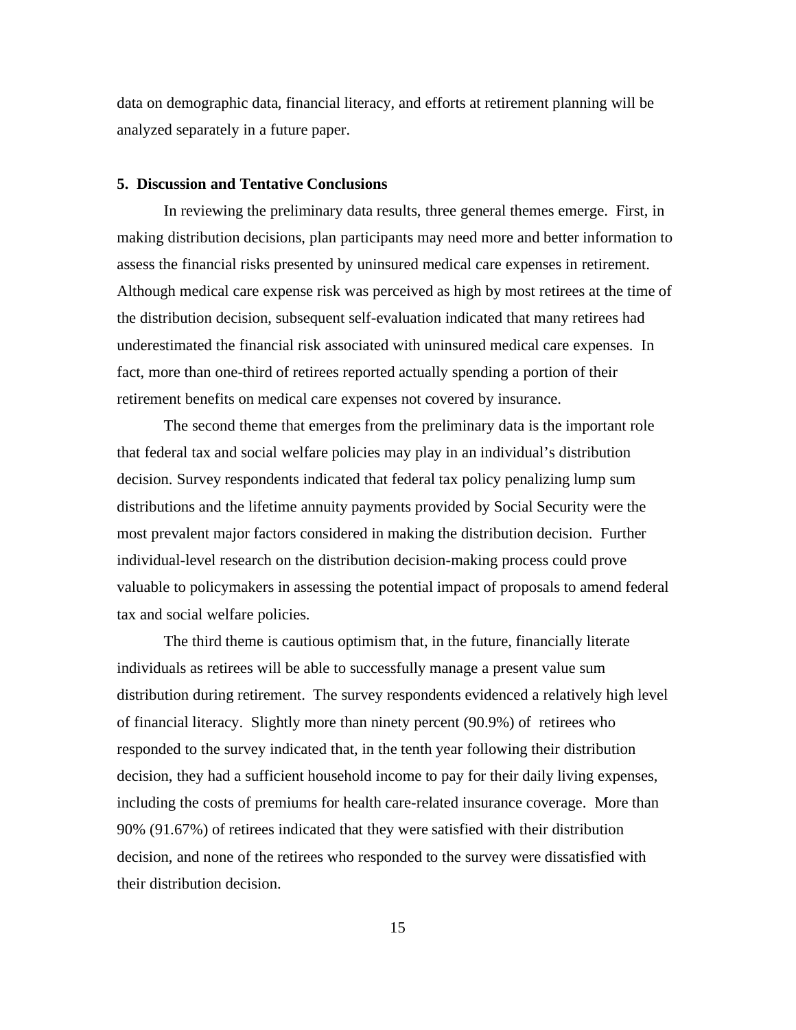data on demographic data, financial literacy, and efforts at retirement planning will be analyzed separately in a future paper.

**5. Discussion and Tentative Conclusions**

In reviewing the preliminary data results, three general themes emerge. First, in making distribution decisions, plan participants may need more and better information to assess the financial risks presented by uninsured medical care expenses in retirement. Although medical care expense risk was perceived as high by most retirees at the time of the distribution decision, subsequent self-evaluation indicated that many retirees had underestimated the financial risk associated with uninsured medical care expenses. In fact, more than one-third of retirees reported actually spending a portion of their retirement benefits on medical care expenses not covered by insurance.

The second theme that emerges from the preliminary data is the important role that federal tax and social welfare policies may play in an individual's distribution decision. Survey respondents indicated that federal tax policy penalizing lump sum distributions and the lifetime annuity payments provided by Social Security were the most prevalent major factors considered in making the distribution decision. Further individual-level research on the distribution decision-making process could prove valuable to policymakers in assessing the potential impact of proposals to amend federal tax and social welfare policies.

The third theme is cautious optimism that, in the future, financially literate individuals as retirees will be able to successfully manage a present value sum distribution during retirement. The survey respondents evidenced a relatively high level of financial literacy. Slightly more than ninety percent (90.9%) of retirees who responded to the survey indicated that, in the tenth year following their distribution decision, they had a sufficient household income to pay for their daily living expenses, including the costs of premiums for health care-related insurance coverage. More than 90% (91.67%) of retirees indicated that they were satisfied with their distribution decision, and none of the retirees who responded to the survey were dissatisfied with their distribution decision.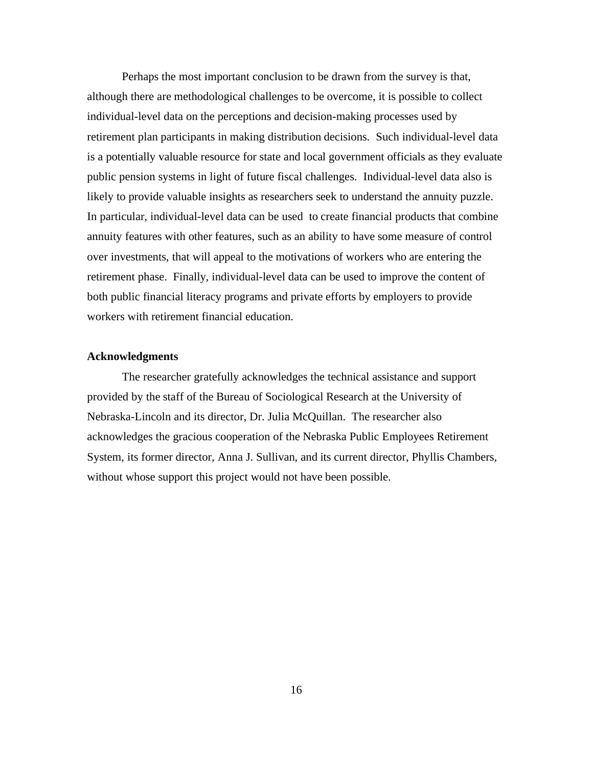Perhaps the most important conclusion to be drawn from the survey is that, although there are methodological challenges to be overcome, it is possible to collect individual-level data on the perceptions and decision-making processes used by retirement plan participants in making distribution decisions. Such individual-level data is a potentially valuable resource for state and local government officials as they evaluate public pension systems in light of future fiscal challenges. Individual-level data also is likely to provide valuable insights as researchers seek to understand the annuity puzzle. In particular, individual-level data can be used to create financial products that combine annuity features with other features, such as an ability to have some measure of control over investments, that will appeal to the motivations of workers who are entering the retirement phase. Finally, individual-level data can be used to improve the content of both public financial literacy programs and private efforts by employers to provide workers with retirement financial education.

**Acknowledgments**

The researcher gratefully acknowledges the technical assistance and support provided by the staff of the Bureau of Sociological Research at the University of Nebraska-Lincoln and its director, Dr. Julia McQuillan. The researcher also acknowledges the gracious cooperation of the Nebraska Public Employees Retirement System, its former director, Anna J. Sullivan, and its current director, Phyllis Chambers, without whose support this project would not have been possible.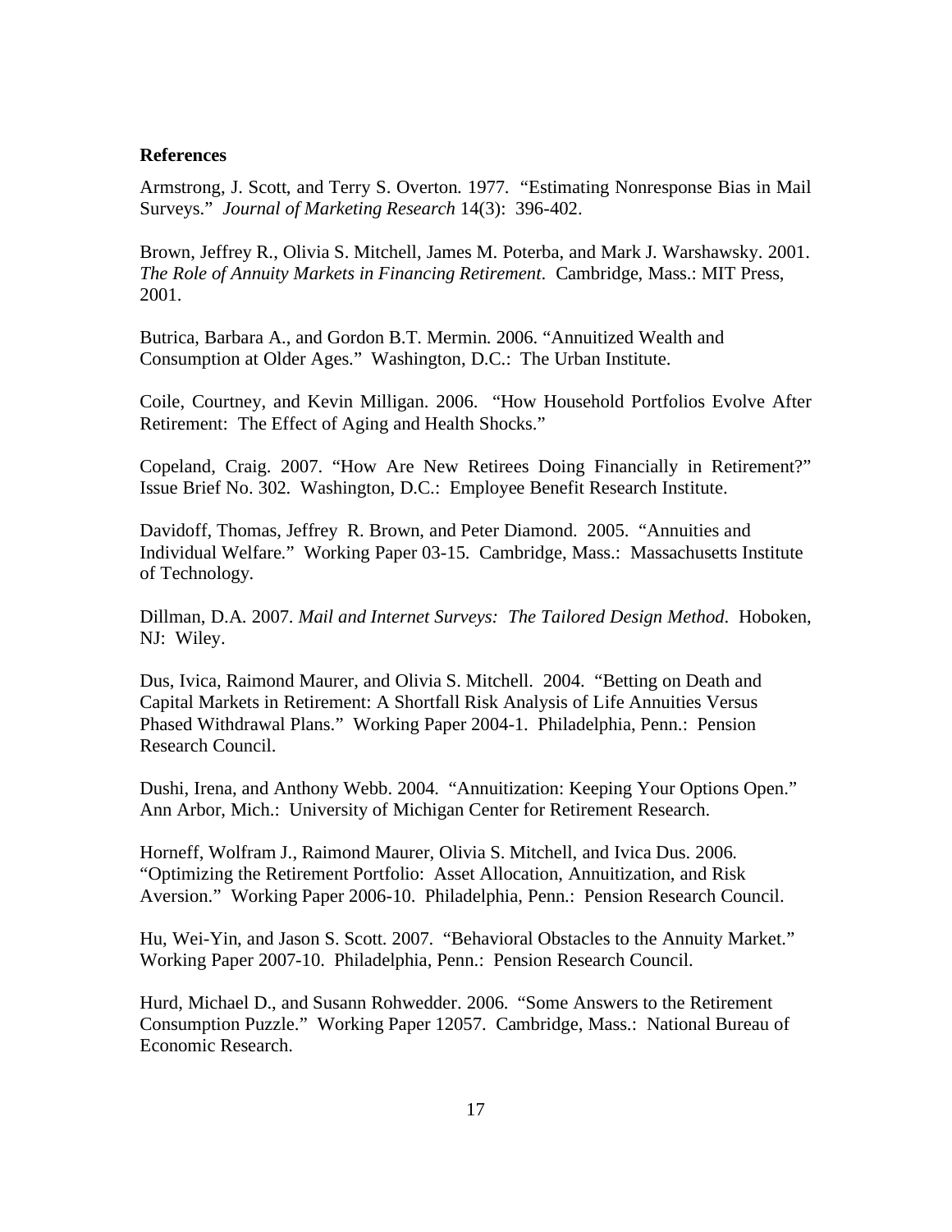**References**

Armstrong, J. Scott, and Terry S. Overton. 1977. "Estimating Nonresponse Bias in Mail Surveys." *Journal of Marketing Research* 14(3): 396-402.

Brown, Jeffrey R., Olivia S. Mitchell, James M. Poterba, and Mark J. Warshawsky. 2001. *The Role of Annuity Markets in Financing Retirement*. Cambridge, Mass.: MIT Press, 2001.

Butrica, Barbara A., and Gordon B.T. Mermin. 2006. "Annuitized Wealth and Consumption at Older Ages." Washington, D.C.: The Urban Institute.

Coile, Courtney, and Kevin Milligan. 2006. "How Household Portfolios Evolve After Retirement: The Effect of Aging and Health Shocks."

Copeland, Craig. 2007. "How Are New Retirees Doing Financially in Retirement?" Issue Brief No. 302. Washington, D.C.: Employee Benefit Research Institute.

Davidoff, Thomas, Jeffrey R. Brown, and Peter Diamond. 2005. "Annuities and Individual Welfare." Working Paper 03-15. Cambridge, Mass.: Massachusetts Institute of Technology.

Dillman, D.A. 2007. *Mail and Internet Surveys: The Tailored Design Method*. Hoboken, NJ: Wiley.

Dus, Ivica, Raimond Maurer, and Olivia S. Mitchell. 2004. "Betting on Death and Capital Markets in Retirement: A Shortfall Risk Analysis of Life Annuities Versus Phased Withdrawal Plans." Working Paper 2004-1. Philadelphia, Penn.: Pension Research Council.

Dushi, Irena, and Anthony Webb. 2004. "Annuitization: Keeping Your Options Open." Ann Arbor, Mich.: University of Michigan Center for Retirement Research.

Horneff, Wolfram J., Raimond Maurer, Olivia S. Mitchell, and Ivica Dus. 2006. "Optimizing the Retirement Portfolio: Asset Allocation, Annuitization, and Risk Aversion." Working Paper 2006-10. Philadelphia, Penn.: Pension Research Council.

Hu, Wei-Yin, and Jason S. Scott. 2007. "Behavioral Obstacles to the Annuity Market." Working Paper 2007-10. Philadelphia, Penn.: Pension Research Council.

Hurd, Michael D., and Susann Rohwedder. 2006. "Some Answers to the Retirement Consumption Puzzle." Working Paper 12057. Cambridge, Mass.: National Bureau of Economic Research.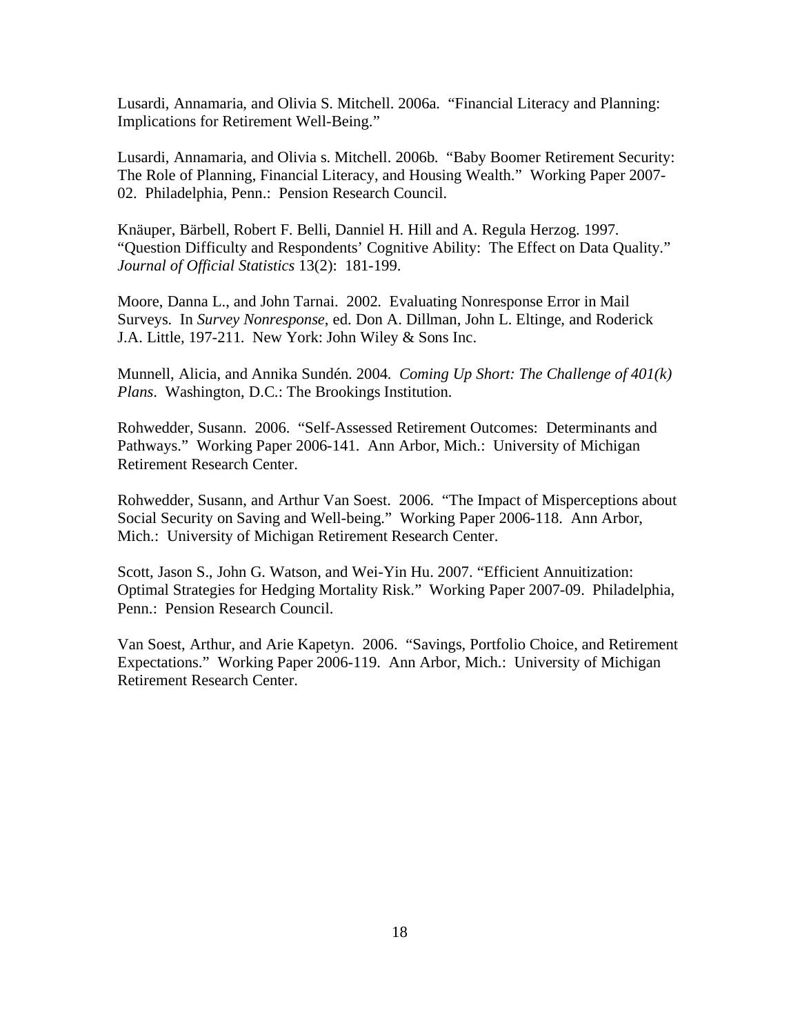Lusardi, Annamaria, and Olivia S. Mitchell. 2006a. "Financial Literacy and Planning: Implications for Retirement Well-Being."

Lusardi, Annamaria, and Olivia s. Mitchell. 2006b. "Baby Boomer Retirement Security: The Role of Planning, Financial Literacy, and Housing Wealth." Working Paper 2007-02. Philadelphia, Penn.: Pension Research Council.

Knäuper, Bärbell, Robert F. Belli, Danniel H. Hill and A. Regula Herzog. 1997. "Question Difficulty and Respondents' Cognitive Ability: The Effect on Data Quality." *Journal of Official Statistics* 13(2): 181-199.

Moore, Danna L., and John Tarnai. 2002. Evaluating Nonresponse Error in Mail Surveys. In *Survey Nonresponse*, ed. Don A. Dillman, John L. Eltinge, and Roderick J.A. Little, 197-211. New York: John Wiley & Sons Inc.

Munnell, Alicia, and Annika Sundén. 2004. *Coming Up Short: The Challenge of 401(k) Plans*. Washington, D.C.: The Brookings Institution.

Rohwedder, Susann. 2006. "Self-Assessed Retirement Outcomes: Determinants and Pathways." Working Paper 2006-141. Ann Arbor, Mich.: University of Michigan Retirement Research Center.

Rohwedder, Susann, and Arthur Van Soest. 2006. "The Impact of Misperceptions about Social Security on Saving and Well-being." Working Paper 2006-118. Ann Arbor, Mich.: University of Michigan Retirement Research Center.

Scott, Jason S., John G. Watson, and Wei-Yin Hu. 2007. "Efficient Annuitization: Optimal Strategies for Hedging Mortality Risk." Working Paper 2007-09. Philadelphia, Penn.: Pension Research Council.

Van Soest, Arthur, and Arie Kapetyn. 2006. "Savings, Portfolio Choice, and Retirement Expectations." Working Paper 2006-119. Ann Arbor, Mich.: University of Michigan Retirement Research Center.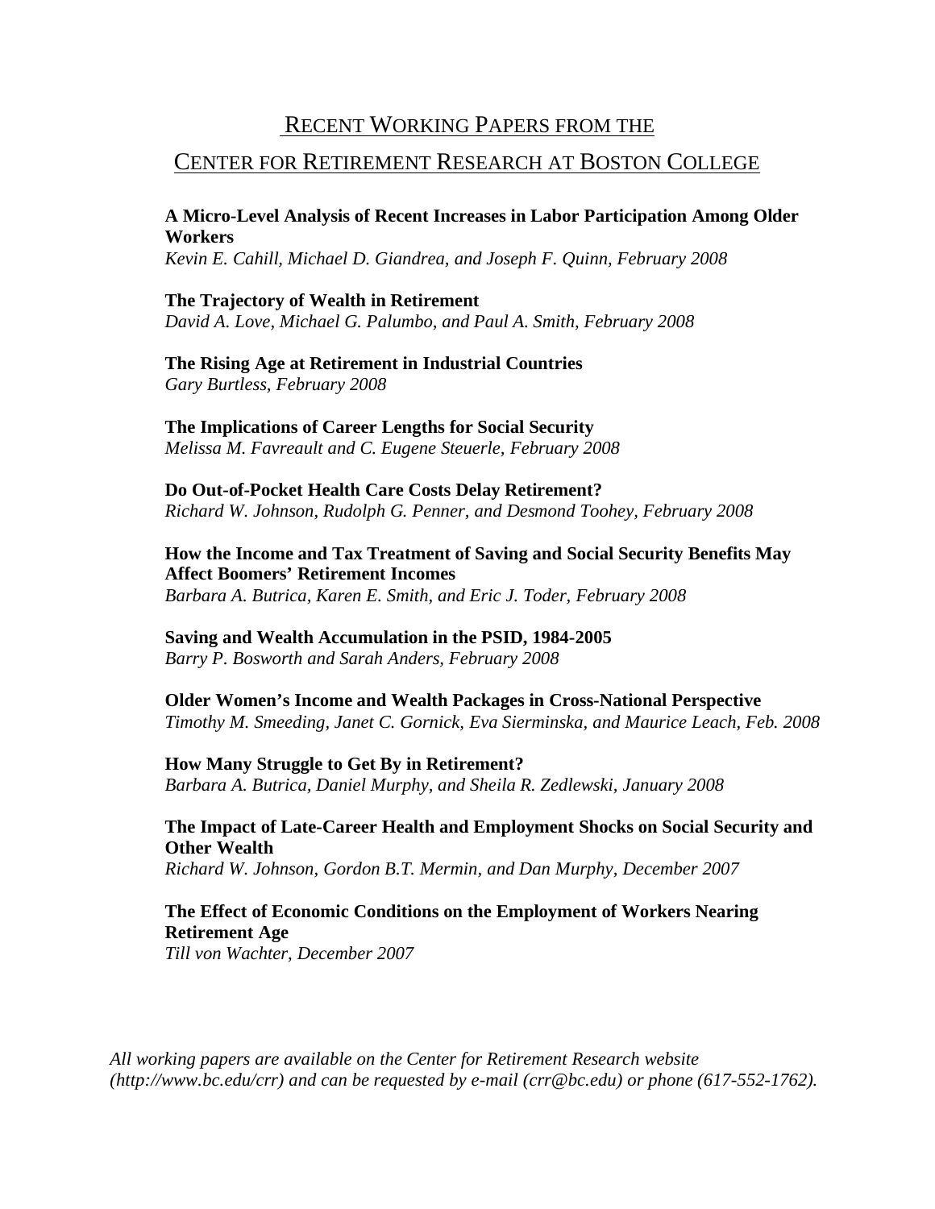# RECENT WORKING PAPERS FROM THE CENTER FOR RETIREMENT RESEARCH AT BOSTON COLLEGE

**A Micro-Level Analysis of Recent Increases in Labor Participation Among Older Workers**
*Kevin E. Cahill, Michael D. Giandrea, and Joseph F. Quinn, February 2008*

**The Trajectory of Wealth in Retirement**
*David A. Love, Michael G. Palumbo, and Paul A. Smith, February 2008*

**The Rising Age at Retirement in Industrial Countries**
*Gary Burtless, February 2008*

**The Implications of Career Lengths for Social Security**
*Melissa M. Favreault and C. Eugene Steuerle, February 2008*

**Do Out-of-Pocket Health Care Costs Delay Retirement?**
*Richard W. Johnson, Rudolph G. Penner, and Desmond Toohey, February 2008*

**How the Income and Tax Treatment of Saving and Social Security Benefits May Affect Boomers' Retirement Incomes**
*Barbara A. Butrica, Karen E. Smith, and Eric J. Toder, February 2008*

**Saving and Wealth Accumulation in the PSID, 1984-2005**
*Barry P. Bosworth and Sarah Anders, February 2008*

**Older Women's Income and Wealth Packages in Cross-National Perspective**
*Timothy M. Smeeding, Janet C. Gornick, Eva Sierminska, and Maurice Leach, Feb. 2008*

**How Many Struggle to Get By in Retirement?**
*Barbara A. Butrica, Daniel Murphy, and Sheila R. Zedlewski, January 2008*

**The Impact of Late-Career Health and Employment Shocks on Social Security and Other Wealth**
*Richard W. Johnson, Gordon B.T. Mermin, and Dan Murphy, December 2007*

**The Effect of Economic Conditions on the Employment of Workers Nearing Retirement Age**
*Till von Wachter, December 2007*

*All working papers are available on the Center for Retirement Research website (http://www.bc.edu/crr) and can be requested by e-mail (crr@bc.edu) or phone (617-552-1762).*